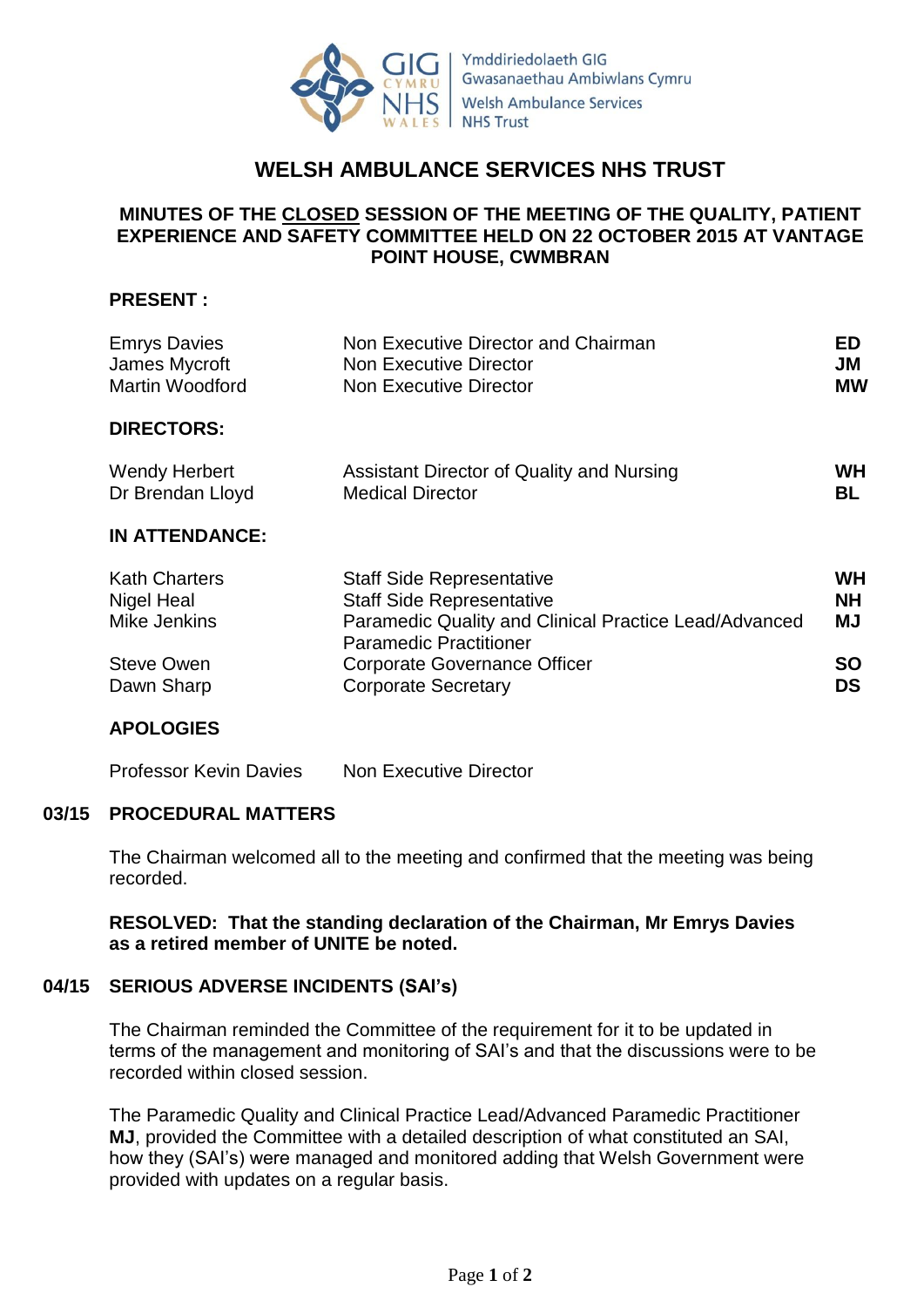Ymddiriedolaeth GIG Gwasanaethau Ambiwlans Cymru
Welsh Ambulance Services NHS Trust

# WELSH AMBULANCE SERVICES NHS TRUST

## MINUTES OF THE CLOSED SESSION OF THE MEETING OF THE QUALITY, PATIENT EXPERIENCE AND SAFETY COMMITTEE HELD ON 22 OCTOBER 2015 AT VANTAGE POINT HOUSE, CWMBRAN

**PRESENT :**

| | | |
|---|---|---|
| Emrys Davies | Non Executive Director and Chairman | **ED** |
| James Mycroft | Non Executive Director | **JM** |
| Martin Woodford | Non Executive Director | **MW** |

**DIRECTORS:**

| | | |
|---|---|---|
| Wendy Herbert | Assistant Director of Quality and Nursing | **WH** |
| Dr Brendan Lloyd | Medical Director | **BL** |

**IN ATTENDANCE:**

| | | |
|---|---|---|
| Kath Charters | Staff Side Representative | **WH** |
| Nigel Heal | Staff Side Representative | **NH** |
| Mike Jenkins | Paramedic Quality and Clinical Practice Lead/Advanced Paramedic Practitioner | **MJ** |
| Steve Owen | Corporate Governance Officer | **SO** |
| Dawn Sharp | Corporate Secretary | **DS** |

**APOLOGIES**

| | |
|---|---|
| Professor Kevin Davies | Non Executive Director |

### 03/15 PROCEDURAL MATTERS

The Chairman welcomed all to the meeting and confirmed that the meeting was being recorded.

**RESOLVED: That the standing declaration of the Chairman, Mr Emrys Davies as a retired member of UNITE be noted.**

### 04/15 SERIOUS ADVERSE INCIDENTS (SAI's)

The Chairman reminded the Committee of the requirement for it to be updated in terms of the management and monitoring of SAI's and that the discussions were to be recorded within closed session.

The Paramedic Quality and Clinical Practice Lead/Advanced Paramedic Practitioner **MJ**, provided the Committee with a detailed description of what constituted an SAI, how they (SAI's) were managed and monitored adding that Welsh Government were provided with updates on a regular basis.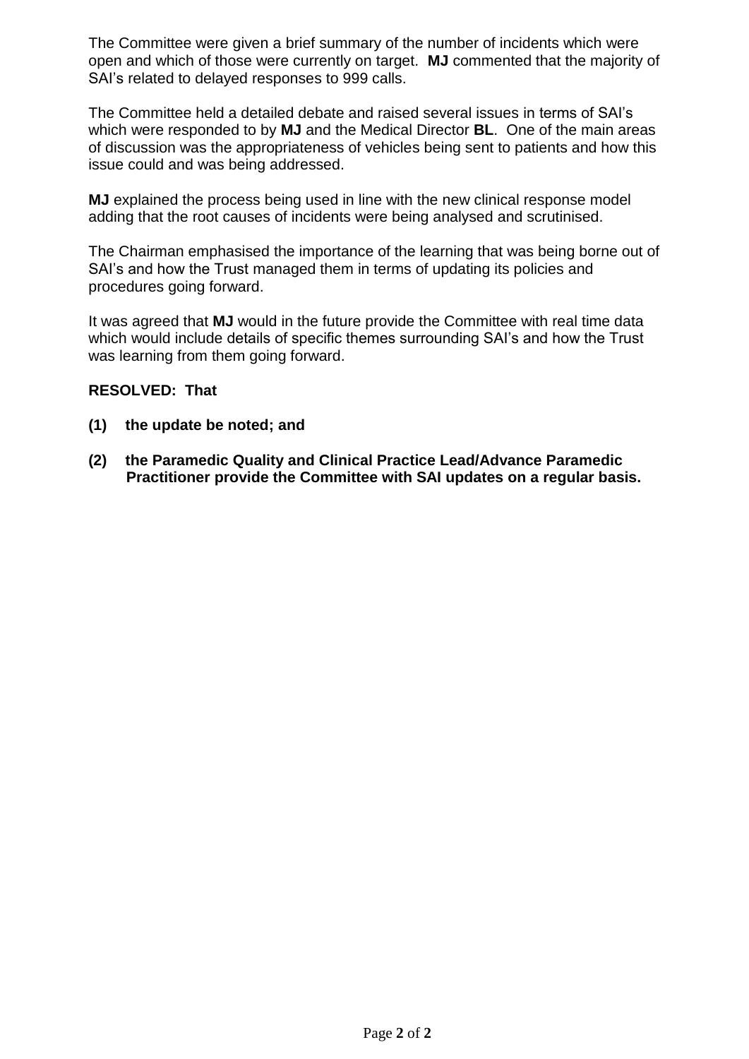The Committee were given a brief summary of the number of incidents which were open and which of those were currently on target. **MJ** commented that the majority of SAI's related to delayed responses to 999 calls.

The Committee held a detailed debate and raised several issues in terms of SAI's which were responded to by **MJ** and the Medical Director **BL**. One of the main areas of discussion was the appropriateness of vehicles being sent to patients and how this issue could and was being addressed.

**MJ** explained the process being used in line with the new clinical response model adding that the root causes of incidents were being analysed and scrutinised.

The Chairman emphasised the importance of the learning that was being borne out of SAI's and how the Trust managed them in terms of updating its policies and procedures going forward.

It was agreed that **MJ** would in the future provide the Committee with real time data which would include details of specific themes surrounding SAI's and how the Trust was learning from them going forward.

**RESOLVED: That**

**(1) the update be noted; and**

**(2) the Paramedic Quality and Clinical Practice Lead/Advance Paramedic Practitioner provide the Committee with SAI updates on a regular basis.**